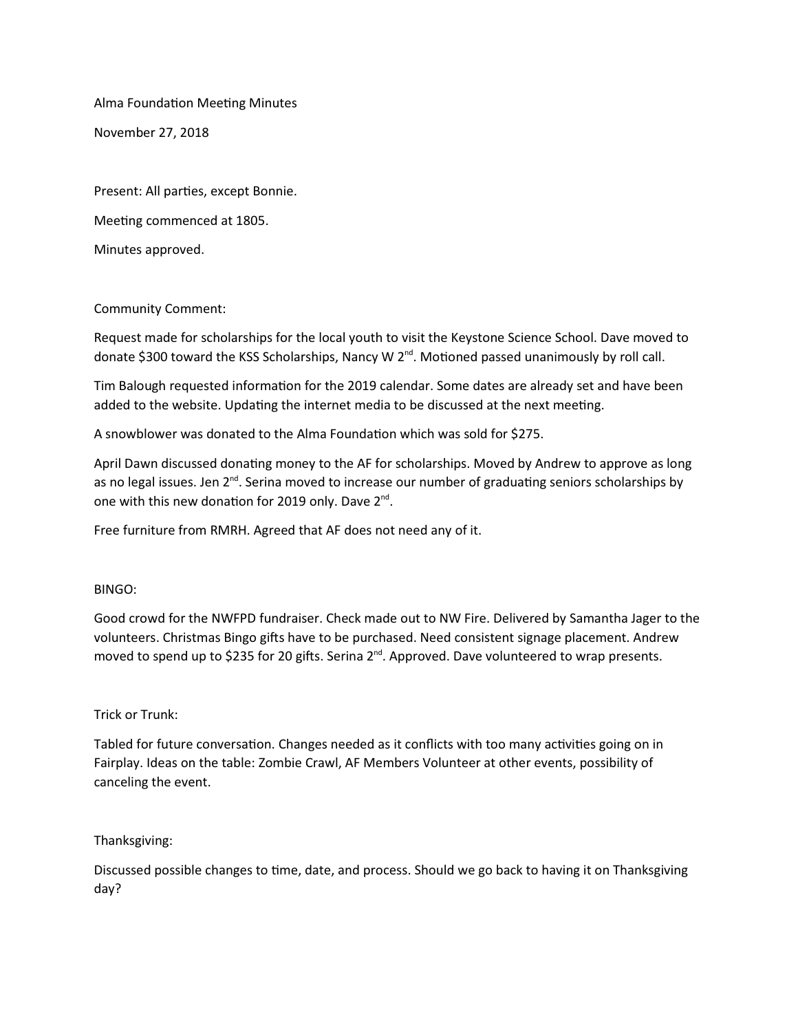Alma Foundation Meeting Minutes

November 27, 2018

Present: All parties, except Bonnie.

Meeting commenced at 1805.

Minutes approved.

Community Comment:

Request made for scholarships for the local youth to visit the Keystone Science School. Dave moved to donate $300 toward the KSS Scholarships, Nancy W 2nd. Motioned passed unanimously by roll call.

Tim Balough requested information for the 2019 calendar. Some dates are already set and have been added to the website. Updating the internet media to be discussed at the next meeting.

A snowblower was donated to the Alma Foundation which was sold for $275.

April Dawn discussed donating money to the AF for scholarships. Moved by Andrew to approve as long as no legal issues. Jen 2nd. Serina moved to increase our number of graduating seniors scholarships by one with this new donation for 2019 only. Dave 2nd.

Free furniture from RMRH. Agreed that AF does not need any of it.

BINGO:

Good crowd for the NWFPD fundraiser. Check made out to NW Fire. Delivered by Samantha Jager to the volunteers. Christmas Bingo gifts have to be purchased. Need consistent signage placement. Andrew moved to spend up to $235 for 20 gifts. Serina 2nd. Approved. Dave volunteered to wrap presents.

Trick or Trunk:

Tabled for future conversation. Changes needed as it conflicts with too many activities going on in Fairplay. Ideas on the table: Zombie Crawl, AF Members Volunteer at other events, possibility of canceling the event.

Thanksgiving:

Discussed possible changes to time, date, and process. Should we go back to having it on Thanksgiving day?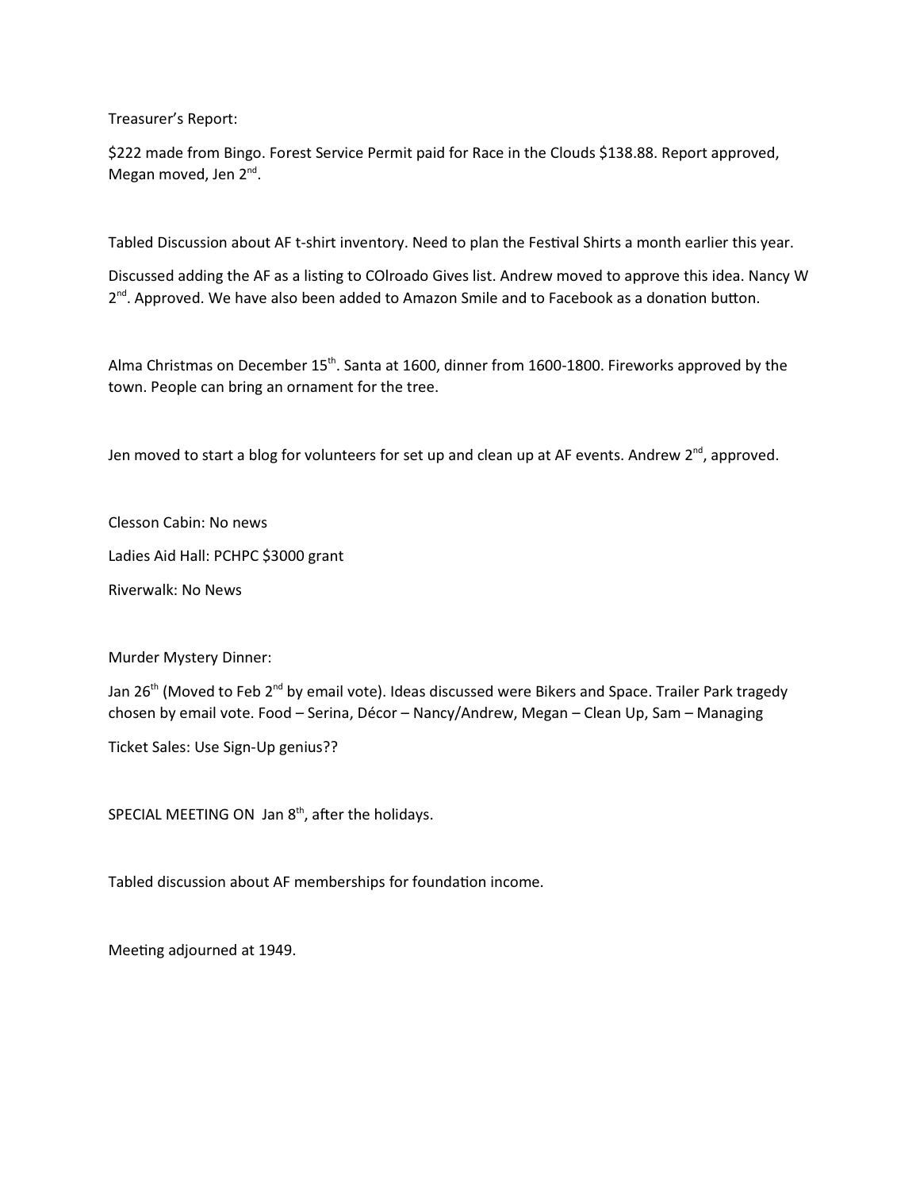Treasurer's Report:

$222 made from Bingo. Forest Service Permit paid for Race in the Clouds $138.88. Report approved, Megan moved, Jen 2nd.

Tabled Discussion about AF t-shirt inventory. Need to plan the Festival Shirts a month earlier this year.

Discussed adding the AF as a listing to COlroado Gives list. Andrew moved to approve this idea. Nancy W 2nd. Approved. We have also been added to Amazon Smile and to Facebook as a donation button.

Alma Christmas on December 15th. Santa at 1600, dinner from 1600-1800. Fireworks approved by the town. People can bring an ornament for the tree.

Jen moved to start a blog for volunteers for set up and clean up at AF events. Andrew 2nd, approved.

Clesson Cabin: No news

Ladies Aid Hall: PCHPC $3000 grant

Riverwalk: No News

Murder Mystery Dinner:

Jan 26th (Moved to Feb 2nd by email vote). Ideas discussed were Bikers and Space. Trailer Park tragedy chosen by email vote. Food – Serina, Décor – Nancy/Andrew, Megan – Clean Up, Sam – Managing

Ticket Sales: Use Sign-Up genius??

SPECIAL MEETING ON Jan 8th, after the holidays.

Tabled discussion about AF memberships for foundation income.

Meeting adjourned at 1949.